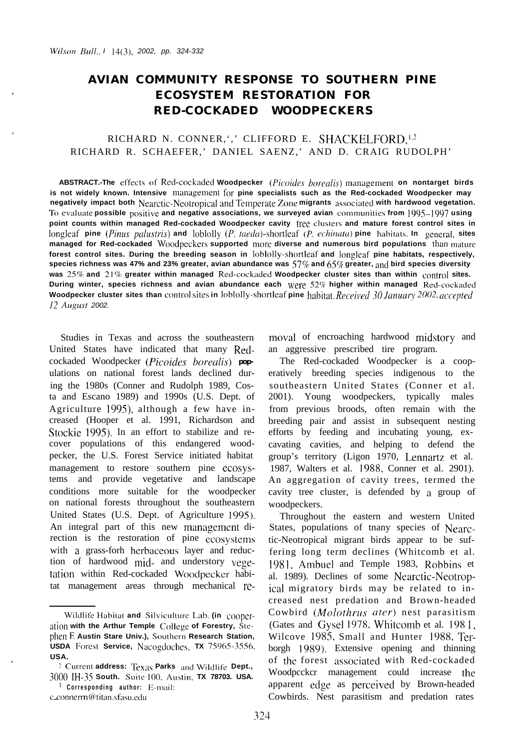#  AVIAN COMMUNITY RESPONSE TO SOUTHERN PINE ECOSYSTEM RESTORATION FOR RED-COCKADED WOODPECKERS

RICHARD N. CONNER,[1,3] CLIFFORD E. SHACKELFORD,[1,2] RICHARD R. SCHAEFER,[1] DANIEL SAENZ,[1] AND D. CRAIG RUDOLPH[1]

**ABSTRACT.**—The effects of Red-cockaded Woodpecker (*Picoides borealis*) management on nontarget birds is not widely known. Intensive management for pine specialists such as the Red-cockaded Woodpecker may negatively impact both Nearctic-Neotropical and Temperate Zone migrants associated with hardwood vegetation. To evaluate possible positive and negative associations, we surveyed avian communities from 1995–1997 using point counts within managed Red-cockaded Woodpecker cavity tree clusters and mature forest control sites in longleaf pine (*Pinus palustris*) and loblolly (*P. taeda*)-shortleaf (*P. echinata*) pine habitats. In general, sites managed for Red-cockaded Woodpeckers supported more diverse and numerous bird populations than mature forest control sites. During the breeding season in loblolly-shortleaf and longleaf pine habitats, respectively, species richness was 47% and 23% greater, avian abundance was 57% and 65% greater, and bird species diversity was 25% and 21% greater within managed Red-cockaded Woodpecker cluster sites than within control sites. During winter, species richness and avian abundance each were 52% higher within managed Red-cockaded Woodpecker cluster sites than control sites in loblolly-shortleaf pine habitat. *Received 30 January 2002, accepted 12 August 2002.*

Studies in Texas and across the southeastern United States have indicated that many Red-cockaded Woodpecker (*Picoides borealis*) populations on national forest lands declined during the 1980s (Conner and Rudolph 1989, Costa and Escano 1989) and 1990s (U.S. Dept. of Agriculture 1995), although a few have increased (Hooper et al. 1991, Richardson and Stockie 1995). In an effort to stabilize and recover populations of this endangered woodpecker, the U.S. Forest Service initiated habitat management to restore southern pine ecosystems and provide vegetative and landscape conditions more suitable for the woodpecker on national forests throughout the southeastern United States (U.S. Dept. of Agriculture 1995). An integral part of this new management direction is the restoration of pine ecosystems with a grass-forb herbaceous layer and reduction of hardwood mid- and understory vegetation within Red-cockaded Woodpecker habitat management areas through mechanical removal of encroaching hardwood midstory and an aggressive prescribed fire program.

The Red-cockaded Woodpecker is a cooperatively breeding species indigenous to the southeastern United States (Conner et al. 2001). Young woodpeckers, typically males from previous broods, often remain with the breeding pair and assist in subsequent nesting efforts by feeding and incubating young, excavating cavities, and helping to defend the group's territory (Ligon 1970, Lennartz et al. 1987, Walters et al. 1988, Conner et al. 2001). An aggregation of cavity trees, termed the cavity tree cluster, is defended by a group of woodpeckers.

Throughout the eastern and western United States, populations of many species of Nearctic-Neotropical migrant birds appear to be suffering long term declines (Whitcomb et al. 1981, Ambuel and Temple 1983, Robbins et al. 1989). Declines of some Nearctic-Neotropical migratory birds may be related to increased nest predation and Brown-headed Cowbird (*Molothrus ater*) nest parasitism (Gates and Gysel 1978, Whitcomb et al. 1981, Wilcove 1985, Small and Hunter 1988, Terborgh 1989). Extensive opening and thinning of the forest associated with Red-cockaded Woodpecker management could increase the apparent edge as perceived by Brown-headed Cowbirds. Nest parasitism and predation rates

---

[1] Wildlife Habitat and Silviculture Lab. (in cooperation with the Arthur Temple College of Forestry, Stephen F. Austin State Univ.), Southern Research Station, USDA Forest Service, Nacogdoches, TX 75965-3556, USA.

[2] Current address: Texas Parks and Wildlife Dept., 3000 IH-35 South, Suite 100, Austin, TX 78703, USA.

[3] Corresponding author: E-mail: c_connerrn@titan.sfasu.edu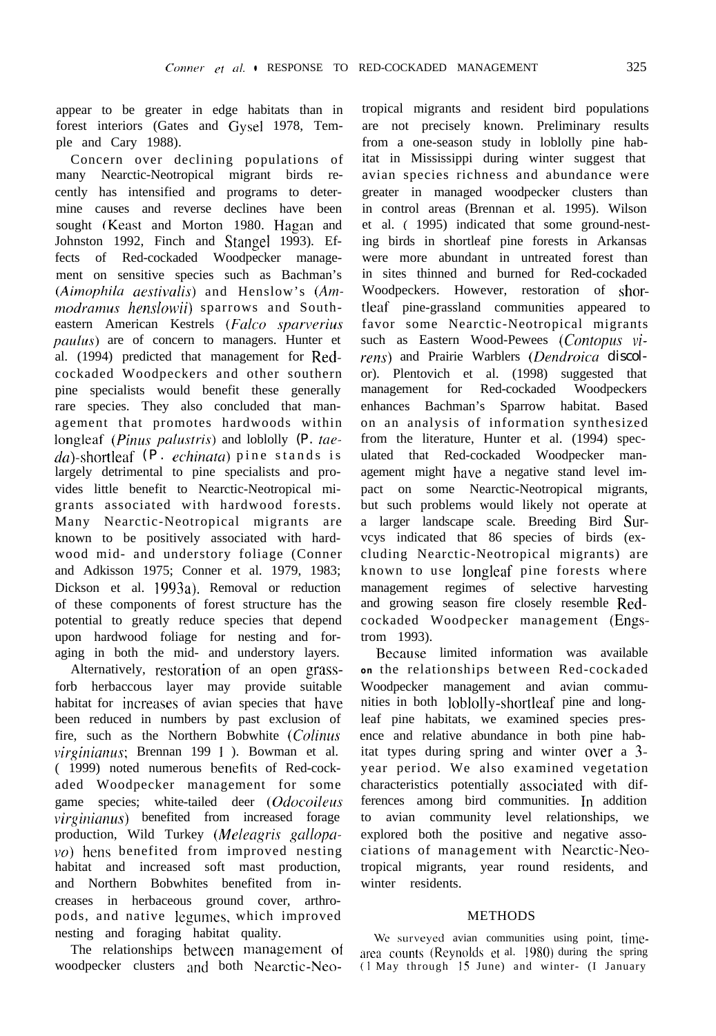appear to be greater in edge habitats than in forest interiors (Gates and Gysel 1978, Temple and Cary 1988).

Concern over declining populations of many Nearctic-Neotropical migrant birds recently has intensified and programs to determine causes and reverse declines have been sought (Keast and Morton 1980. Hagan and Johnston 1992, Finch and Stangel 1993). Effects of Red-cockaded Woodpecker management on sensitive species such as Bachman's (*Aimophila aestivalis*) and Henslow's (*Ammodramus henslowii*) sparrows and Southeastern American Kestrels (*Falco sparverius paulus*) are of concern to managers. Hunter et al. (1994) predicted that management for Red-cockaded Woodpeckers and other southern pine specialists would benefit these generally rare species. They also concluded that management that promotes hardwoods within longleaf (*Pinus palustris*) and loblolly (*P. taeda*)-shortleaf (*P. echinata*) pine stands is largely detrimental to pine specialists and provides little benefit to Nearctic-Neotropical migrants associated with hardwood forests. Many Nearctic-Neotropical migrants are known to be positively associated with hardwood mid- and understory foliage (Conner and Adkisson 1975; Conner et al. 1979, 1983; Dickson et al. 1993a). Removal or reduction of these components of forest structure has the potential to greatly reduce species that depend upon hardwood foliage for nesting and foraging in both the mid- and understory layers.

Alternatively, restoration of an open grass-forb herbaceous layer may provide suitable habitat for increases of avian species that have been reduced in numbers by past exclusion of fire, such as the Northern Bobwhite (*Colinus virginianus*; Brennan 1991). Bowman et al. (1999) noted numerous benefits of Red-cockaded Woodpecker management for some game species; white-tailed deer (*Odocoileus virginianus*) benefited from increased forage production, Wild Turkey (*Meleagris gallopavo*) hens benefited from improved nesting habitat and increased soft mast production, and Northern Bobwhites benefited from increases in herbaceous ground cover, arthropods, and native legumes, which improved nesting and foraging habitat quality.

The relationships between management of woodpecker clusters and both Nearctic-Neotropical migrants and resident bird populations are not precisely known. Preliminary results from a one-season study in loblolly pine habitat in Mississippi during winter suggest that avian species richness and abundance were greater in managed woodpecker clusters than in control areas (Brennan et al. 1995). Wilson et al. (1995) indicated that some ground-nesting birds in shortleaf pine forests in Arkansas were more abundant in untreated forest than in sites thinned and burned for Red-cockaded Woodpeckers. However, restoration of shortleaf pine-grassland communities appeared to favor some Nearctic-Neotropical migrants such as Eastern Wood-Pewees (*Contopus virens*) and Prairie Warblers (*Dendroica discolor*). Plentovich et al. (1998) suggested that management for Red-cockaded Woodpeckers enhances Bachman's Sparrow habitat. Based on an analysis of information synthesized from the literature, Hunter et al. (1994) speculated that Red-cockaded Woodpecker management might have a negative stand level impact on some Nearctic-Neotropical migrants, but such problems would likely not operate at a larger landscape scale. Breeding Bird Surveys indicated that 86 species of birds (excluding Nearctic-Neotropical migrants) are known to use longleaf pine forests where management regimes of selective harvesting and growing season fire closely resemble Red-cockaded Woodpecker management (Engstrom 1993).

Because limited information was available on the relationships between Red-cockaded Woodpecker management and avian communities in both loblolly-shortleaf pine and longleaf pine habitats, we examined species presence and relative abundance in both pine habitat types during spring and winter over a 3-year period. We also examined vegetation characteristics potentially associated with differences among bird communities. In addition to avian community level relationships, we explored both the positive and negative associations of management with Nearctic-Neotropical migrants, year round residents, and winter residents.

## METHODS

We surveyed avian communities using point, time-area counts (Reynolds et al. 1980) during the spring (1 May through 15 June) and winter- (1 January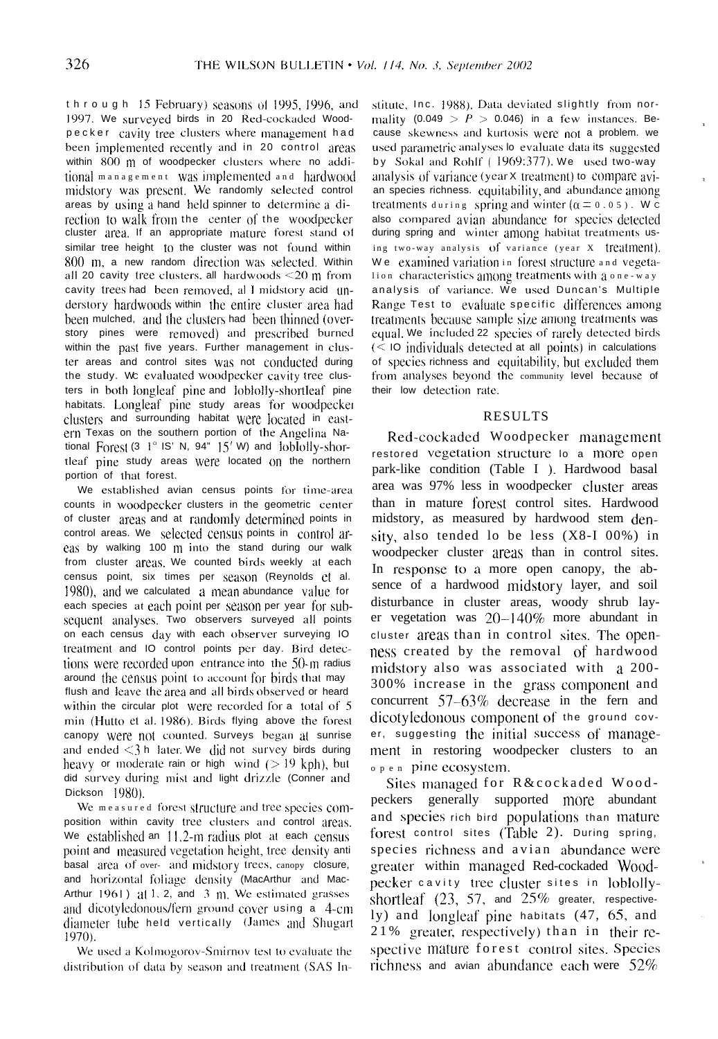through 15 February) seasons of 1995, 1996, and 1997. We surveyed birds in 20 Red-cockaded Woodpecker cavity tree clusters where management had been implemented recently and in 20 control areas within 800 m of woodpecker clusters where no additional management was implemented and hardwood midstory was present. We randomly selected control areas by using a hand held spinner to determine a direction to walk from the center of the woodpecker cluster area. If an appropriate mature forest stand of similar tree height to the cluster was not found within 800 m, a new random direction was selected. Within all 20 cavity tree clusters, all hardwoods <20 m from cavity trees had been removed, all midstory and understory hardwoods within the entire cluster area had been mulched, and the clusters had been thinned (overstory pines were removed) and prescribed burned within the past five years. Further management in cluster areas and control sites was not conducted during the study. We evaluated woodpecker cavity tree clusters in both longleaf pine and loblolly-shortleaf pine habitats. Longleaf pine study areas for woodpecker clusters and surrounding habitat were located in eastern Texas on the southern portion of the Angelina National Forest (31° 15' N, 94° 15' W) and loblolly-shortleaf pine study areas were located on the northern portion of that forest.

We established avian census points for time-area counts in woodpecker clusters in the geometric center of cluster areas and at randomly determined points in control areas. We selected census points in control areas by walking 100 m into the stand during our walk from cluster areas. We counted birds weekly at each census point, six times per season (Reynolds et al. 1980), and we calculated a mean abundance value for each species at each point per season per year for subsequent analyses. Two observers surveyed all points on each census day with each observer surveying 10 treatment and 10 control points per day. Bird detections were recorded upon entrance into the 50-m radius around the census point to account for birds that may flush and leave the area and all birds observed or heard within the circular plot were recorded for a total of 5 min (Hutto et al. 1986). Birds flying above the forest canopy were not counted. Surveys began at sunrise and ended <3 h later. We did not survey birds during heavy or moderate rain or high wind (> 19 kph), but did survey during mist and light drizzle (Conner and Dickson 1980).

We measured forest structure and tree species composition within cavity tree clusters and control areas. We established an 11.2-m radius plot at each census point and measured vegetation height, tree density and basal area of over- and midstory trees, canopy closure, and horizontal foliage density (MacArthur and MacArthur 1961) at 1, 2, and 3 m. We estimated grasses and dicotyledonous/fern ground cover using a 4-cm diameter tube held vertically (James and Shugart 1970).

We used a Kolmogorov-Smirnov test to evaluate the distribution of data by season and treatment (SAS Institute, Inc. 1988). Data deviated slightly from normality ($0.049 > P > 0.046$) in a few instances. Because skewness and kurtosis were not a problem, we used parametric analyses to evaluate data as suggested by Sokal and Rohlf (1969:377). We used two-way analysis of variance (year × treatment) to compare avian species richness, equitability, and abundance among treatments during spring and winter ($\alpha = 0.05$). We also compared avian abundance for species detected during spring and winter among habitat treatments using two-way analysis of variance (year × treatment). We examined variation in forest structure and vegetation characteristics among treatments with a one-way analysis of variance. We used Duncan's Multiple Range Test to evaluate specific differences among treatments because sample size among treatments was equal. We included 22 species of rarely detected birds (< 10 individuals detected at all points) in calculations of species richness and equitability, but excluded them from analyses beyond the community level because of their low detection rate.

## RESULTS

Red-cockaded Woodpecker management restored vegetation structure to a more open park-like condition (Table 1). Hardwood basal area was 97% less in woodpecker cluster areas than in mature forest control sites. Hardwood midstory, as measured by hardwood stem density, also tended to be less (88–100%) in woodpecker cluster areas than in control sites. In response to a more open canopy, the absence of a hardwood midstory layer, and soil disturbance in cluster areas, woody shrub layer vegetation was 20–140% more abundant in cluster areas than in control sites. The openness created by the removal of hardwood midstory also was associated with a 200–300% increase in the grass component and concurrent 57–63% decrease in the fern and dicotyledonous component of the ground cover, suggesting the initial success of management in restoring woodpecker clusters to an open pine ecosystem.

Sites managed for Red-cockaded Woodpeckers generally supported more abundant and species rich bird populations than mature forest control sites (Table 2). During spring, species richness and avian abundance were greater within managed Red-cockaded Woodpecker cavity tree cluster sites in loblolly-shortleaf (23, 57, and 25% greater, respectively) and longleaf pine habitats (47, 65, and 21% greater, respectively) than in their respective mature forest control sites. Species richness and avian abundance each were 52%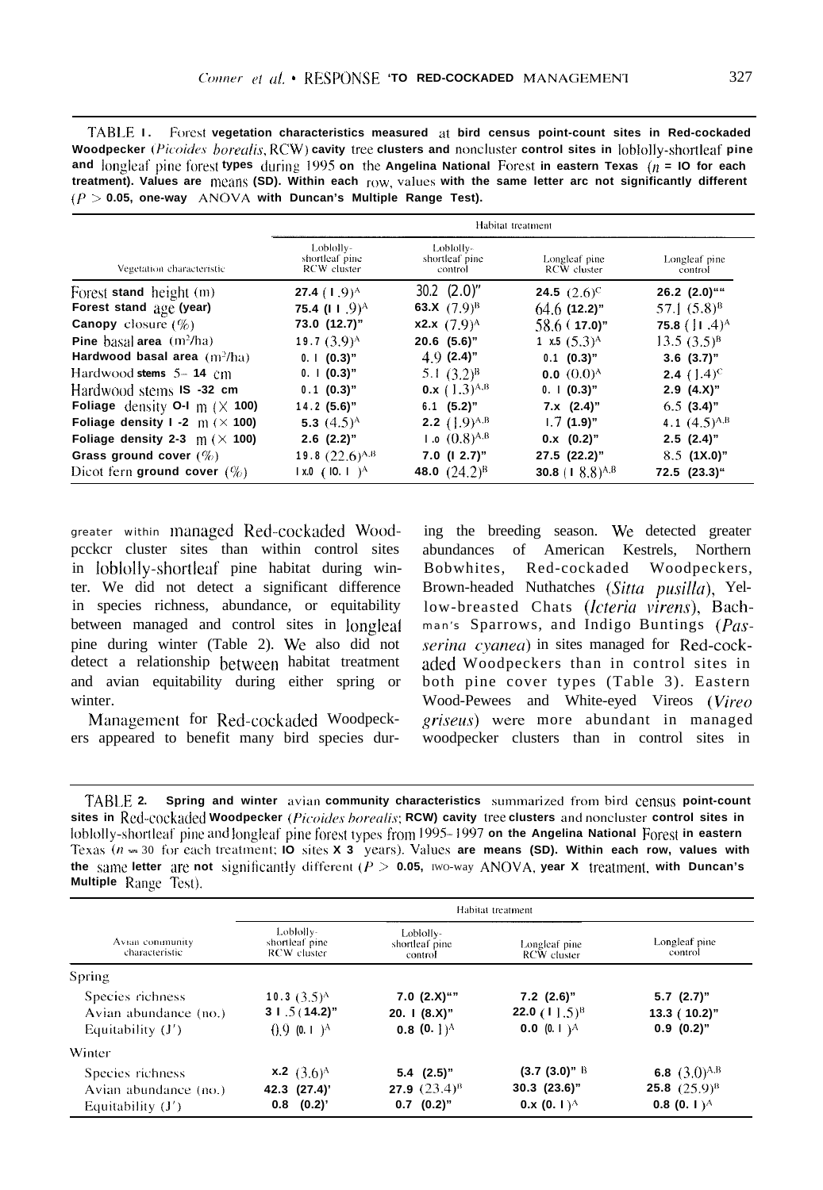TABLE 1. Forest vegetation characteristics measured at bird census point-count sites in Red-cockaded Woodpecker (*Picoides borealis*, RCW) cavity tree clusters and noncluster control sites in loblolly-shortleaf pine and longleaf pine forest types during 1995 on the Angelina National Forest in eastern Texas ($n$ = 10 for each treatment). Values are means (SD). Within each row, values with the same letter are not significantly different ($P > 0.05$, one-way ANOVA with Duncan's Multiple Range Test).

| Vegetation characteristic | Habitat treatment | | | |
|---|---|---|---|---|
| | Loblolly-shortleaf pine RCW cluster | Loblolly-shortleaf pine control | Longleaf pine RCW cluster | Longleaf pine control |
| Forest stand height (m) | 27.4 (1.9)$^{A}$ | 30.2 (2.0)" | 24.5 (2.6)$^{C}$ | 26.2 (2.0)"" |
| Forest stand age (year) | 75.4 (11.9)$^{A}$ | 63.X (7.9)$^{B}$ | 64.6 (12.2)" | 57.1 (5.8)$^{B}$ |
| Canopy closure (%) | 73.0 (12.7)" | x2.x (7.9)$^{A}$ | 58.6 (17.0)" | 75.8 (11.4)$^{A}$ |
| Pine basal area ($m^2$/ha) | 19.7 (3.9)$^{A}$ | 20.6 (5.6)" | 1 x.5 (5.3)$^{A}$ | 13.5 (3.5)$^{B}$ |
| Hardwood basal area ($m^2$/ha) | 0.1 (0.3)" | 4.9 (2.4)" | 0.1 (0.3)" | 3.6 (3.7)" |
| Hardwood stems 5–14 cm | 0.1 (0.3)" | 5.1 (3.2)$^{B}$ | 0.0 (0.0)$^{A}$ | 2.4 (1.4)$^{C}$ |
| Hardwood stems 15–32 cm | 0.1 (0.3)" | 0.x (1.3)$^{A,B}$ | 0.1 (0.3)" | 2.9 (4.X)" |
| Foliage density 0-1 m (× 100) | 14.2 (5.6)" | 6.1 (5.2)" | 7.x (2.4)" | 6.5 (3.4)" |
| Foliage density 1-2 m (× 100) | 5.3 (4.5)$^{A}$ | 2.2 (1.9)$^{A,B}$ | 1.7 (1.9)" | 4.1 (4.5)$^{A,B}$ |
| Foliage density 2-3 m (× 100) | 2.6 (2.2)" | 1.0 (0.8)$^{A,B}$ | 0.x (0.2)" | 2.5 (2.4)" |
| Grass ground cover (%) | 19.8 (22.6)$^{A,B}$ | 7.0 (12.7)" | 27.5 (22.2)" | 8.5 (1X.0)" |
| Dicot fern ground cover (%) | 1x.0 (10.1)$^{A}$ | 48.0 (24.2)$^{B}$ | 30.8 (18.8)$^{A,B}$ | 72.5 (23.3)" |

greater within managed Red-cockaded Woodpecker cluster sites than within control sites in loblolly-shortleaf pine habitat during winter. We did not detect a significant difference in species richness, abundance, or equitability between managed and control sites in longleaf pine during winter (Table 2). We also did not detect a relationship between habitat treatment and avian equitability during either spring or winter.

Management for Red-cockaded Woodpeckers appeared to benefit many bird species during the breeding season. We detected greater abundances of American Kestrels, Northern Bobwhites, Red-cockaded Woodpeckers, Brown-headed Nuthatches (*Sitta pusilla*), Yellow-breasted Chats (*Icteria virens*), Bachman's Sparrows, and Indigo Buntings (*Passerina cyanea*) in sites managed for Red-cockaded Woodpeckers than in control sites in both pine cover types (Table 3). Eastern Wood-Pewees and White-eyed Vireos (*Vireo griseus*) were more abundant in managed woodpecker clusters than in control sites in

TABLE 2. Spring and winter avian community characteristics summarized from bird census point-count sites in Red-cockaded Woodpecker (*Picoides borealis*; RCW) cavity tree clusters and noncluster control sites in loblolly-shortleaf pine and longleaf pine forest types from 1995–1997 on the Angelina National Forest in eastern Texas ($n$ = 30 for each treatment; 10 sites × 3 years). Values are means (SD). Within each row, values with the same letter are not significantly different ($P > 0.05$, two-way ANOVA, year × treatment, with Duncan's Multiple Range Test).

| Avian community characteristic | Habitat treatment | | | |
|---|---|---|---|---|
| | Loblolly-shortleaf pine RCW cluster | Loblolly-shortleaf pine control | Longleaf pine RCW cluster | Longleaf pine control |
| Spring | | | | |
| Species richness | 10.3 (3.5)$^{A}$ | 7.0 (2.X)"" | 7.2 (2.6)" | 5.7 (2.7)" |
| Avian abundance (no.) | 31.5 (14.2)" | 20.1 (8.X)" | 22.0 (11.5)$^{B}$ | 13.3 (10.2)" |
| Equitability ($J'$) | 0.9 (0.1)$^{A}$ | 0.8 (0.1)$^{A}$ | 0.0 (0.1)$^{A}$ | 0.9 (0.2)" |
| Winter | | | | |
| Species richness | x.2 (3.6)$^{A}$ | 5.4 (2.5)" | (3.7 (3.0)" B | 6.8 (3.0)$^{A,B}$ |
| Avian abundance (no.) | 42.3 (27.4)' | 27.9 (23.4)$^{B}$ | 30.3 (23.6)" | 25.8 (25.9)$^{B}$ |
| Equitability ($J'$) | 0.8 (0.2)' | 0.7 (0.2)" | 0.x (0.1)$^{A}$ | 0.8 (0.1)$^{A}$ |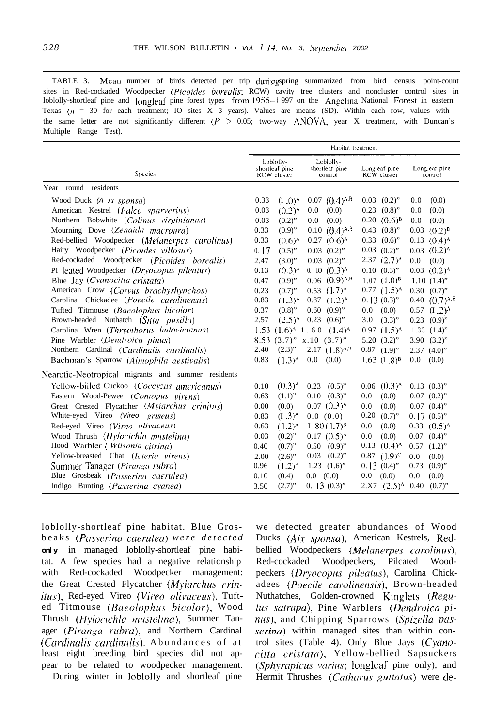TABLE 3. Mean number of birds detected per trip during spring summarized from bird census point-count sites in Red-cockaded Woodpecker (*Picoides borealis*; RCW) cavity tree clusters and noncluster control sites in loblolly-shortleaf pine and longleaf pine forest types from 1955–1997 on the Angelina National Forest in eastern Texas ($n$ = 30 for each treatment; 10 sites X 3 years). Values are means (SD). Within each row, values with the same letter are not significantly different ($P > 0.05$; two-way ANOVA, year X treatment, with Duncan's Multiple Range Test).

| Species | Habitat treatment | | | |
|---|---|---|---|---|
| | Loblolly-shortleaf pine RCW cluster | Loblolly-shortleaf pine control | Longleaf pine RCW cluster | Longleaf pine control |
| **Year round residents** | | | | |
| Wood Duck (*Aix sponsa*) | 0.33 (1.0)$^{A}$ | 0.07 (0.4)$^{A,B}$ | 0.03 (0.2)$^{B}$ | 0.0 (0.0) |
| American Kestrel (*Falco sparverius*) | 0.03 (0.2)$^{A}$ | 0.0 (0.0) | 0.23 (0.8)$^{B}$ | 0.0 (0.0) |
| Northern Bobwhite (*Colinus virginianus*) | 0.03 (0.2)$^{A}$ | 0.0 (0.0) | 0.20 (0.6)$^{B}$ | 0.0 (0.0) |
| Mourning Dove (*Zenaida macroura*) | 0.33 (0.9)$^{A}$ | 0.10 (0.4)$^{A,B}$ | 0.43 (0.8)$^{A}$ | 0.03 (0.2)$^{B}$ |
| Red-bellied Woodpecker (*Melanerpes carolinus*) | 0.33 (0.6)$^{A}$ | 0.27 (0.6)$^{A}$ | 0.33 (0.6)$^{A}$ | 0.13 (0.4)$^{A}$ |
| Hairy Woodpecker (*Picoides villosus*) | 0.17 (0.5)$^{A}$ | 0.03 (0.2)$^{A}$ | 0.03 (0.2)$^{A}$ | 0.03 (0.2)$^{A}$ |
| Red-cockaded Woodpecker (*Picoides borealis*) | 2.47 (3.0)$^{A}$ | 0.03 (0.2)$^{B}$ | 2.37 (2.7)$^{A}$ | 0.0 (0.0) |
| Pileated Woodpecker (*Dryocopus pileatus*) | 0.13 (0.3)$^{A}$ | 0.10 (0.3)$^{A}$ | 0.10 (0.3)$^{A}$ | 0.03 (0.2)$^{A}$ |
| Blue Jay (*Cyanocitta cristata*) | 0.47 (0.9)$^{A}$ | 0.06 (0.9)$^{A,B}$ | 1.07 (1.0)$^{B}$ | 1.10 (1.4)$^{B}$ |
| American Crow (*Corvus brachyrhynchos*) | 0.23 (0.7)$^{A}$ | 0.53 (1.7)$^{A}$ | 0.77 (1.5)$^{A}$ | 0.30 (0.7)$^{A}$ |
| Carolina Chickadee (*Poecile carolinensis*) | 0.83 (1.3)$^{A}$ | 0.87 (1.2)$^{A}$ | 0.13 (0.3)$^{B}$ | 0.40 (0.7)$^{A,B}$ |
| Tufted Titmouse (*Baeolophus bicolor*) | 0.37 (0.8)$^{A}$ | 0.60 (0.9)$^{A}$ | 0.0 (0.0) | 0.57 (1.2)$^{A}$ |
| Brown-headed Nuthatch (*Sitta pusilla*) | 2.57 (2.5)$^{A}$ | 0.23 (0.6)$^{B}$ | 3.0 (3.3)$^{A}$ | 0.23 (0.9)$^{B}$ |
| Carolina Wren (*Thryothorus ludovicianus*) | 1.53 (1.6)$^{A}$ | 1.60 (1.4)$^{A}$ | 0.97 (1.5)$^{A}$ | 1.33 (1.4)$^{A}$ |
| Pine Warbler (*Dendroica pinus*) | 8.53 (3.7)$^{A}$ | 8.10 (3.7)$^{A}$ | 5.20 (3.2)$^{B}$ | 3.90 (3.2)$^{B}$ |
| Northern Cardinal (*Cardinalis cardinalis*) | 2.40 (2.3)$^{A}$ | 2.17 (1.8)$^{A,B}$ | 0.87 (1.9)$^{B}$ | 2.37 (4.0)$^{A}$ |
| Bachman's Sparrow (*Aimophila aestivalis*) | 0.83 (1.3)$^{A}$ | 0.0 (0.0) | 1.63 (1.8)$^{B}$ | 0.0 (0.0) |
| **Nearctic-Neotropical migrants and summer residents** | | | | |
| Yellow-billed Cuckoo (*Coccyzus americanus*) | 0.10 (0.3)$^{A}$ | 0.23 (0.5)$^{A}$ | 0.06 (0.3)$^{A}$ | 0.13 (0.3)$^{A}$ |
| Eastern Wood-Pewee (*Contopus virens*) | 0.63 (1.1)$^{A}$ | 0.10 (0.3)$^{B}$ | 0.0 (0.0) | 0.07 (0.2)$^{B}$ |
| Great Crested Flycatcher (*Myiarchus crinitus*) | 0.00 (0.0) | 0.07 (0.3)$^{A}$ | 0.0 (0.0) | 0.07 (0.4)$^{A}$ |
| White-eyed Vireo (*Vireo griseus*) | 0.83 (1.3)$^{A}$ | 0.0 (0.0) | 0.20 (0.7)$^{B}$ | 0.17 (0.5)$^{B}$ |
| Red-eyed Vireo (*Vireo olivaceus*) | 0.63 (1.2)$^{A}$ | 1.80 (1.7)$^{B}$ | 0.0 (0.0) | 0.33 (0.5)$^{A}$ |
| Wood Thrush (*Hylocichla mustelina*) | 0.03 (0.2)$^{A}$ | 0.17 (0.5)$^{A}$ | 0.0 (0.0) | 0.07 (0.4)$^{A}$ |
| Hood Warbler (*Wilsonia citrina*) | 0.40 (0.7)$^{A}$ | 0.50 (0.9)$^{A}$ | 0.13 (0.4)$^{A}$ | 0.57 (1.2)$^{A}$ |
| Yellow-breasted Chat (*Icteria virens*) | 2.00 (2.6)$^{A}$ | 0.03 (0.2)$^{B}$ | 0.87 (1.9)$^{C}$ | 0.0 (0.0) |
| Summer Tanager (*Piranga rubra*) | 0.96 (1.2)$^{A}$ | 1.23 (1.6)$^{A}$ | 0.13 (0.4)$^{B}$ | 0.73 (0.9)$^{A}$ |
| Blue Grosbeak (*Passerina caerulea*) | 0.10 (0.4) | 0.0 (0.0) | 0.0 (0.0) | 0.0 (0.0) |
| Indigo Bunting (*Passerina cyanea*) | 3.50 (2.7)$^{A}$ | 0.13 (0.3)$^{B}$ | 2.87 (2.5)$^{A}$ | 0.40 (0.7)$^{B}$ |

loblolly-shortleaf pine habitat. Blue Grosbeaks (*Passerina caerulea*) were detected only in managed loblolly-shortleaf pine habitat. A few species had a negative relationship with Red-cockaded Woodpecker management: the Great Crested Flycatcher (*Myiarchus crinitus*), Red-eyed Vireo (*Vireo olivaceus*), Tufted Titmouse (*Baeolophus bicolor*), Wood Thrush (*Hylocichla mustelina*), Summer Tanager (*Piranga rubra*), and Northern Cardinal (*Cardinalis cardinalis*). Abundances of at least eight breeding bird species did not appear to be related to woodpecker management.

During winter in loblolly and shortleaf pine we detected greater abundances of Wood Ducks (*Aix sponsa*), American Kestrels, Red-bellied Woodpeckers (*Melanerpes carolinus*), Red-cockaded Woodpeckers, Pileated Woodpeckers (*Dryocopus pileatus*), Carolina Chickadees (*Poecile carolinensis*), Brown-headed Nuthatches, Golden-crowned Kinglets (*Regulus satrapa*), Pine Warblers (*Dendroica pinus*), and Chipping Sparrows (*Spizella passerina*) within managed sites than within control sites (Table 4). Only Blue Jays (*Cyanocitta cristata*), Yellow-bellied Sapsuckers (*Sphyrapicus varius*; longleaf pine only), and Hermit Thrushes (*Catharus guttatus*) were de-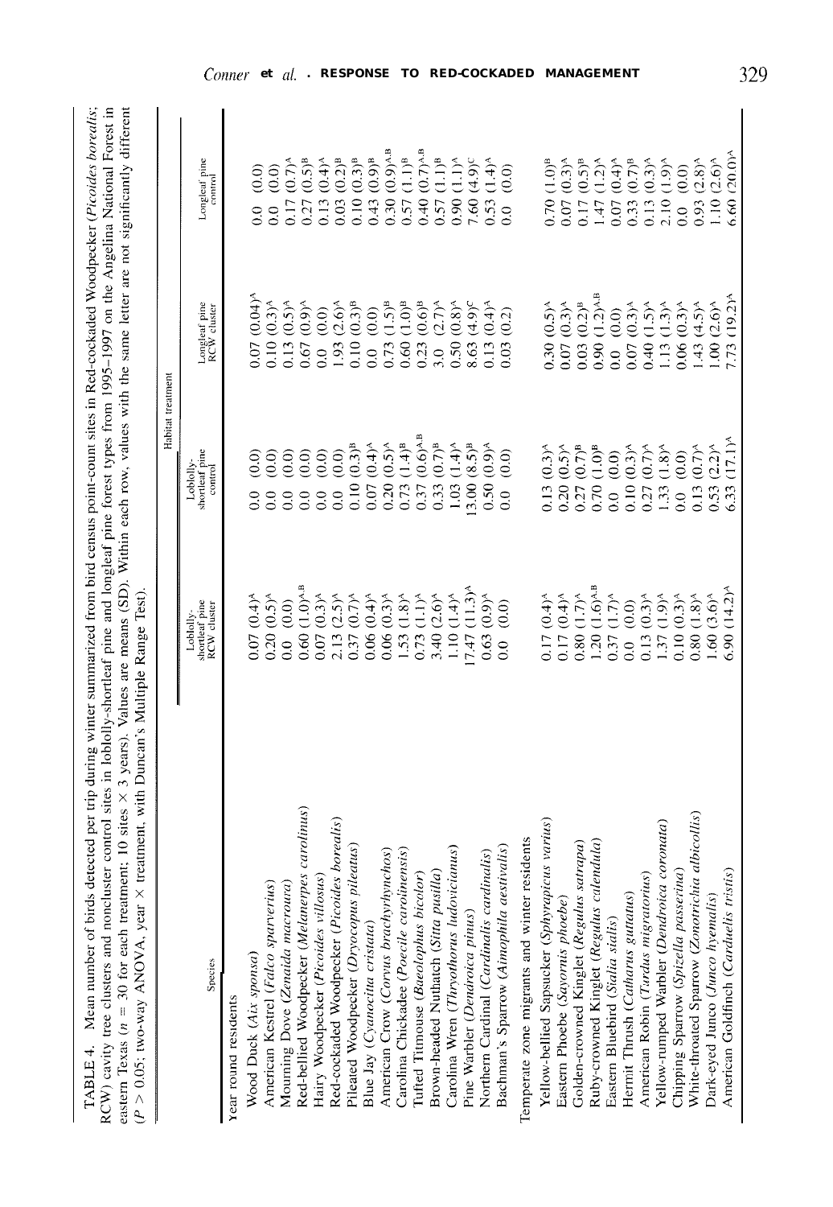TABLE 4. Mean number of birds detected per trip during winter summarized from bird census point-count sites in Red-cockaded Woodpecker (*Picoides borealis*; RCW) cavity tree clusters and noncluster control sites in loblolly-shortleaf pine and longleaf pine forest types from 1995–1997 on the Angelina National Forest in eastern Texas ($n = 30$ for each treatment; 10 sites × 3 years). Values are means (SD). Within each row, values with the same letter are not significantly different ($P > 0.05$; two-way ANOVA, year × treatment, with Duncan's Multiple Range Test).

| Species | Habitat treatment | | | |
|---|---|---|---|---|
| | Loblolly-shortleaf pine RCW cluster | Loblolly-shortleaf pine control | Longleaf pine RCW cluster | Longleaf pine control |
| Year round residents | | | | |
| Wood Duck (*Aix sponsa*) | 0.07 (0.4)[A] | 0.0 (0.0) | 0.07 (0.04)[A] | 0.0 (0.0) |
| American Kestrel (*Falco sparverius*) | 0.20 (0.5)[A] | 0.0 (0.0) | 0.10 (0.3)[A] | 0.0 (0.0) |
| Mourning Dove (*Zenaida macroura*) | 0.0 (0.0) | 0.0 (0.0) | 0.13 (0.5)[A] | 0.17 (0.7)[A] |
| Red-bellied Woodpecker (*Melanerpes carolinus*) | 0.60 (1.0)[A,B] | 0.0 (0.0) | 0.67 (0.9)[A] | 0.27 (0.5)[B] |
| Hairy Woodpecker (*Picoides villosus*) | 0.07 (0.3)[A] | 0.0 (0.0) | 0.0 (0.0) | 0.13 (0.4)[A] |
| Red-cockaded Woodpecker (*Picoides borealis*) | 2.13 (2.5)[A] | 0.0 (0.0) | 1.93 (2.6)[A] | 0.03 (0.2)[B] |
| Pileated Woodpecker (*Dryocopus pileatus*) | 0.37 (0.7)[A] | 0.10 (0.3)[B] | 0.10 (0.3)[B] | 0.10 (0.3)[B] |
| Blue Jay (*Cyanocitta cristata*) | 0.06 (0.4)[A] | 0.07 (0.4)[A] | 0.0 (0.0) | 0.43 (0.9)[B] |
| American Crow (*Corvus brachyrhynchos*) | 0.06 (0.3)[A] | 0.20 (0.5)[A] | 0.73 (1.5)[B] | 0.30 (0.9)[A,B] |
| Carolina Chickadee (*Poecile carolinensis*) | 1.53 (1.8)[A] | 0.73 (1.4)[B] | 0.60 (1.0)[B] | 0.57 (1.1)[B] |
| Tufted Titmouse (*Baeolophus bicolor*) | 0.73 (1.1)[A] | 0.37 (0.6)[A,B] | 0.23 (0.6)[B] | 0.40 (0.7)[A,B] |
| Brown-headed Nuthatch (*Sitta pusilla*) | 3.40 (2.6)[A] | 0.33 (0.7)[B] | 3.0 (2.7)[A] | 0.57 (1.1)[B] |
| Carolina Wren (*Thryothorus ludovicianus*) | 1.10 (1.4)[A] | 1.03 (1.4)[A] | 0.50 (0.8)[A] | 0.90 (1.1)[A] |
| Pine Warbler (*Dendroica pinus*) | 17.47 (11.3)[A] | 13.00 (8.5)[B] | 8.63 (4.9)[C] | 7.60 (4.9)[C] |
| Northern Cardinal (*Cardinalis cardinalis*) | 0.63 (0.9)[A] | 0.50 (0.9)[A] | 0.13 (0.4)[A] | 0.53 (1.4)[A] |
| Bachman's Sparrow (*Aimophila aestivalis*) | 0.0 (0.0) | 0.0 (0.0) | 0.03 (0.2) | 0.0 (0.0) |
| Temperate zone migrants and winter residents | | | | |
| Yellow-bellied Sapsucker (*Sphyrapicus varius*) | 0.17 (0.4)[A] | 0.13 (0.3)[A] | 0.30 (0.5)[A] | 0.70 (1.0)[B] |
| Eastern Phoebe (*Sayornis phoebe*) | 0.17 (0.4)[A] | 0.20 (0.5)[A] | 0.07 (0.3)[A] | 0.07 (0.3)[A] |
| Golden-crowned Kinglet (*Regulus satrapa*) | 0.80 (1.7)[A] | 0.27 (0.7)[B] | 0.03 (0.2)[B] | 0.17 (0.5)[B] |
| Ruby-crowned Kinglet (*Regulus calendula*) | 1.20 (1.6)[A,B] | 0.70 (1.0)[B] | 0.90 (1.2)[A,B] | 1.47 (1.2)[A] |
| Eastern Bluebird (*Sialia sialis*) | 0.37 (1.7)[A] | 0.0 (0.0) | 0.0 (0.0) | 0.07 (0.4)[A] |
| Hermit Thrush (*Catharus guttatus*) | 0.0 (0.0) | 0.10 (0.3)[A] | 0.07 (0.3)[A] | 0.33 (0.7)[B] |
| American Robin (*Turdus migratorius*) | 0.13 (0.3)[A] | 0.27 (0.7)[A] | 0.40 (1.5)[A] | 0.13 (0.3)[A] |
| Yellow-rumped Warbler (*Dendroica coronata*) | 1.37 (1.9)[A] | 1.33 (1.8)[A] | 1.13 (1.3)[A] | 2.10 (1.9)[A] |
| Chipping Sparrow (*Spizella passerina*) | 0.10 (0.3)[A] | 0.0 (0.0) | 0.06 (0.3)[A] | 0.0 (0.0) |
| White-throated Sparrow (*Zonotrichia albicollis*) | 0.80 (1.8)[A] | 0.13 (0.7)[A] | 1.43 (4.5)[A] | 0.93 (2.8)[A] |
| Dark-eyed Junco (*Junco hyemalis*) | 1.60 (3.6)[A] | 0.53 (2.2)[A] | 1.00 (2.6)[A] | 1.10 (2.6)[A] |
| American Goldfinch (*Carduelis tristis*) | 6.90 (14.2)[A] | 6.33 (17.1)[A] | 7.73 (19.2)[A] | 6.60 (20.0)[A] |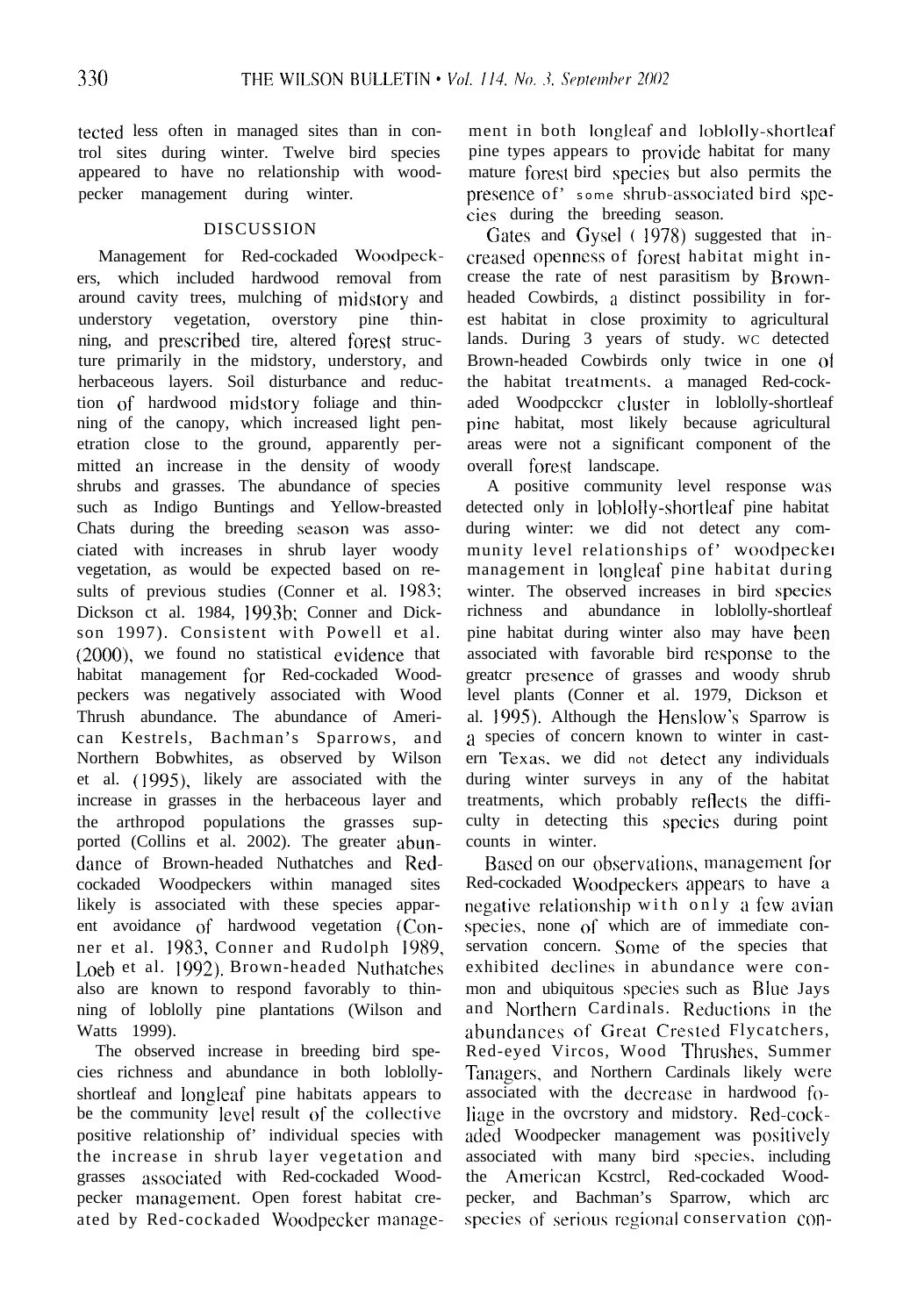tected less often in managed sites than in control sites during winter. Twelve bird species appeared to have no relationship with woodpecker management during winter.

## DISCUSSION

Management for Red-cockaded Woodpeckers, which included hardwood removal from around cavity trees, mulching of midstory and understory vegetation, overstory pine thinning, and prescribed fire, altered forest structure primarily in the midstory, understory, and herbaceous layers. Soil disturbance and reduction of hardwood midstory foliage and thinning of the canopy, which increased light penetration close to the ground, apparently permitted an increase in the density of woody shrubs and grasses. The abundance of species such as Indigo Buntings and Yellow-breasted Chats during the breeding season was associated with increases in shrub layer woody vegetation, as would be expected based on results of previous studies (Conner et al. 1983; Dickson et al. 1984, 1993b; Conner and Dickson 1997). Consistent with Powell et al. (2000), we found no statistical evidence that habitat management for Red-cockaded Woodpeckers was negatively associated with Wood Thrush abundance. The abundance of American Kestrels, Bachman's Sparrows, and Northern Bobwhites, as observed by Wilson et al. (1995), likely are associated with the increase in grasses in the herbaceous layer and the arthropod populations the grasses supported (Collins et al. 2002). The greater abundance of Brown-headed Nuthatches and Red-cockaded Woodpeckers within managed sites likely is associated with these species apparent avoidance of hardwood vegetation (Conner et al. 1983, Conner and Rudolph 1989, Loeb et al. 1992). Brown-headed Nuthatches also are known to respond favorably to thinning of loblolly pine plantations (Wilson and Watts 1999).

The observed increase in breeding bird species richness and abundance in both loblolly-shortleaf and longleaf pine habitats appears to be the community level result of the collective positive relationship of' individual species with the increase in shrub layer vegetation and grasses associated with Red-cockaded Woodpecker management. Open forest habitat created by Red-cockaded Woodpecker management in both longleaf and loblolly-shortleaf pine types appears to provide habitat for many mature forest bird species but also permits the presence of' some shrub-associated bird species during the breeding season.

Gates and Gysel (1978) suggested that increased openness of forest habitat might increase the rate of nest parasitism by Brown-headed Cowbirds, a distinct possibility in forest habitat in close proximity to agricultural lands. During 3 years of study. we detected Brown-headed Cowbirds only twice in one of the habitat treatments, a managed Red-cockaded Woodpecker cluster in loblolly-shortleaf pine habitat, most likely because agricultural areas were not a significant component of the overall forest landscape.

A positive community level response was detected only in loblolly-shortleaf pine habitat during winter: we did not detect any community level relationships of' woodpecker management in longleaf pine habitat during winter. The observed increases in bird species richness and abundance in loblolly-shortleaf pine habitat during winter also may have been associated with favorable bird response to the greater presence of grasses and woody shrub level plants (Conner et al. 1979, Dickson et al. 1995). Although the Henslow's Sparrow is a species of concern known to winter in eastern Texas, we did not detect any individuals during winter surveys in any of the habitat treatments, which probably reflects the difficulty in detecting this species during point counts in winter.

Based on our observations, management for Red-cockaded Woodpeckers appears to have a negative relationship with only a few avian species, none of which are of immediate conservation concern. Some of the species that exhibited declines in abundance were common and ubiquitous species such as Blue Jays and Northern Cardinals. Reductions in the abundances of Great Crested Flycatchers, Red-eyed Vireos, Wood Thrushes, Summer Tanagers, and Northern Cardinals likely were associated with the decrease in hardwood foliage in the overstory and midstory. Red-cockaded Woodpecker management was positively associated with many bird species, including the American Kestrel, Red-cockaded Woodpecker, and Bachman's Sparrow, which are species of serious regional conservation con-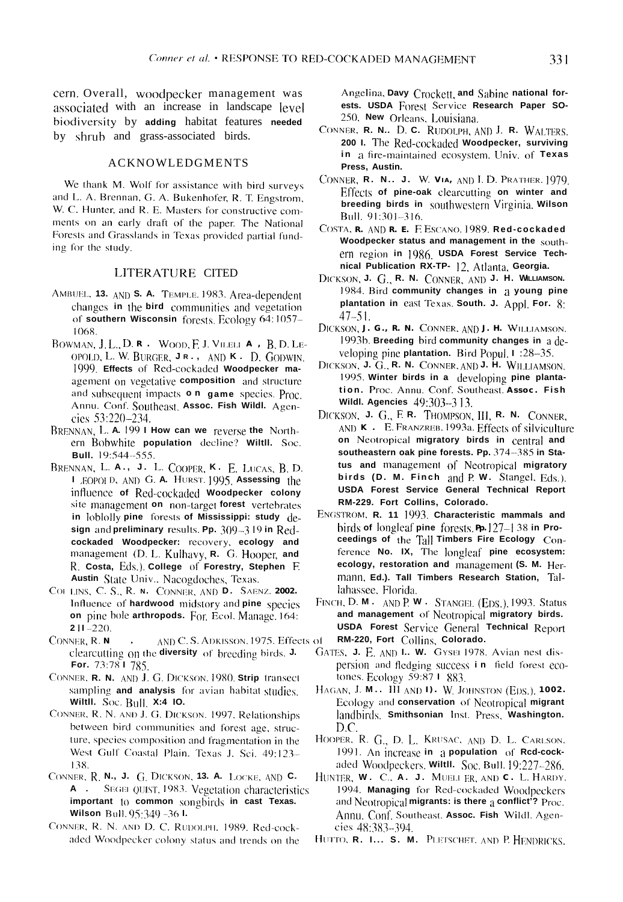cern. Overall, woodpecker management was associated with an increase in landscape level biodiversity by adding habitat features needed by shrub and grass-associated birds.

## ACKNOWLEDGMENTS

We thank M. Wolf for assistance with bird surveys and L. A. Brennan, G. A. Bukenhofer, R. T. Engstrom, W. C. Hunter, and R. E. Masters for constructive comments on an early draft of the paper. The National Forests and Grasslands in Texas provided partial funding for the study.

## LITERATURE CITED

AMBUEL, B. AND S. A. TEMPLE. 1983. Area-dependent changes in the bird communities and vegetation of southern Wisconsin forests. Ecology 64:1057–1068.

BOWMAN, J. L., D. R. WOOD, F. J. VILELLA, B. D. LEOPOLD, L. W. BURGER, JR., AND K. D. GODWIN. 1999. Effects of Red-cockaded Woodpecker management on vegetative composition and structure and subsequent impacts on game species. Proc. Annu. Conf. Southeast. Assoc. Fish Wildl. Agencies 53:220–234.

BRENNAN, L. A. 1991. How can we reverse the Northern Bobwhite population decline? Wiltil. Soc. Bull. 19:544–555.

BRENNAN, L. A., J. L. COOPER, K. E. LUCAS, B. D. LEOPOLD, AND G. A. HURST. 1995. Assessing the influence of Red-cockaded Woodpecker colony site management on non-target forest vertebrates in loblolly pine forests of Mississippi: study design and preliminary results. Pp. 309–319 in Red-cockaded Woodpecker: recovery, ecology and management (D. L. Kulhavy, R. G. Hooper, and R. Costa, Eds.). College of Forestry, Stephen F. Austin State Univ., Nacogdoches, Texas.

COLLINS, C. S., R. N. CONNER, AND D. SAENZ. 2002. Influence of hardwood midstory and pine species on pine bole arthropods. For. Ecol. Manage. 164: 211–220.

CONNER, R. N. AND C. S. ADKISSON. 1975. Effects of clearcutting on the diversity of breeding birds. J. For. 73:781–785.

CONNER, R. N. AND J. G. DICKSON. 1980. Strip transect sampling and analysis for avian habitat studies. Wiltil. Soc. Bull. X:4 IO.

CONNER, R. N. AND J. G. DICKSON. 1997. Relationships between bird communities and forest age, structure, species composition and fragmentation in the West Gulf Coastal Plain. Texas J. Sci. 49:123–138.

CONNER, R. N., J. G. DICKSON, B. A. LOCKE, AND C. A. SEGELQUIST. 1983. Vegetation characteristics important to common songbirds in east Texas. Wilson Bull. 95:349–361.

CONNER, R. N. AND D. C. RUDOLPH. 1989. Red-cockaded Woodpecker colony status and trends on the Angelina, Davy Crockett, and Sabine national forests. USDA Forest Service Research Paper SO-250, New Orleans, Louisiana.

CONNER, R. N., D. C. RUDOLPH, AND J. R. WALTERS. 2001. The Red-cockaded Woodpecker, surviving in a fire-maintained ecosystem. Univ. of Texas Press, Austin.

CONNER, R. N., J. W. VIA, AND I. D. PRATHER. 1979. Effects of pine-oak clearcutting on winter and breeding birds in southwestern Virginia. Wilson Bull. 91:301–316.

COSTA, R. AND R. E. F. ESCANO. 1989. Red-cockaded Woodpecker status and management in the southern region in 1986. USDA Forest Service Technical Publication RX-TP- 12, Atlanta, Georgia.

DICKSON, J. G., R. N. CONNER, AND J. H. WILLIAMSON. 1984. Bird community changes in a young pine plantation in east Texas. South. J. Appl. For. 8: 47–51.

DICKSON, J. G., R. N. CONNER, AND J. H. WILLIAMSON. 1993b. Breeding bird community changes in a developing pine plantation. Bird Popul. 1:28–35.

DICKSON, J. G., R. N. CONNER, AND J. H. WILLIAMSON. 1995. Winter birds in a developing pine plantation. Proc. Annu. Conf. Southeast. Assoc. Fish Wildl. Agencies 49:303–313.

DICKSON, J. G., F. R. THOMPSON, III, R. N. CONNER, AND K. E. FRANZREB. 1993a. Effects of silviculture on Neotropical migratory birds in central and southeastern oak pine forests. Pp. 374–385 in Status and management of Neotropical migratory birds (D. M. Finch and P. W. Stangel, Eds.). USDA Forest Service General Technical Report RM-229. Fort Collins, Colorado.

ENGSTROM, R. T. 1993. Characteristic mammals and birds of longleaf pine forests. Pp. 127–138 in Proceedings of the Tall Timbers Fire Ecology Conference No. IX, The longleaf pine ecosystem: ecology, restoration and management (S. M. Hermann, Ed.). Tall Timbers Research Station, Tallahassee, Florida.

FINCH, D. M. AND P. W. STANGEL (EDS.). 1993. Status and management of Neotropical migratory birds. USDA Forest Service General Technical Report RM-220, Fort Collins, Colorado.

GATES, J. E. AND L. W. GYSEL. 1978. Avian nest dispersion and fledging success in field forest ecotones. Ecology 59:871–883.

HAGAN, J. M., III AND D. W. JOHNSTON (EDS.). 1992. Ecology and conservation of Neotropical migrant landbirds. Smithsonian Inst. Press, Washington, D.C.

HOOPER, R. G., D. L. KRUSAC, AND D. L. CARLSON. 1991. An increase in a population of Red-cockaded Woodpeckers. Wiltil. Soc. Bull. 19:227–286.

HUNTER, W. C., A. J. MUELLER, AND C. L. HARDY. 1994. Managing for Red-cockaded Woodpeckers and Neotropical migrants: is there a conflict? Proc. Annu. Conf. Southeast. Assoc. Fish Wildl. Agencies 48:383–394.

HUTTO, R. L., S. M. PLETSCHET, AND P. HENDRICKS.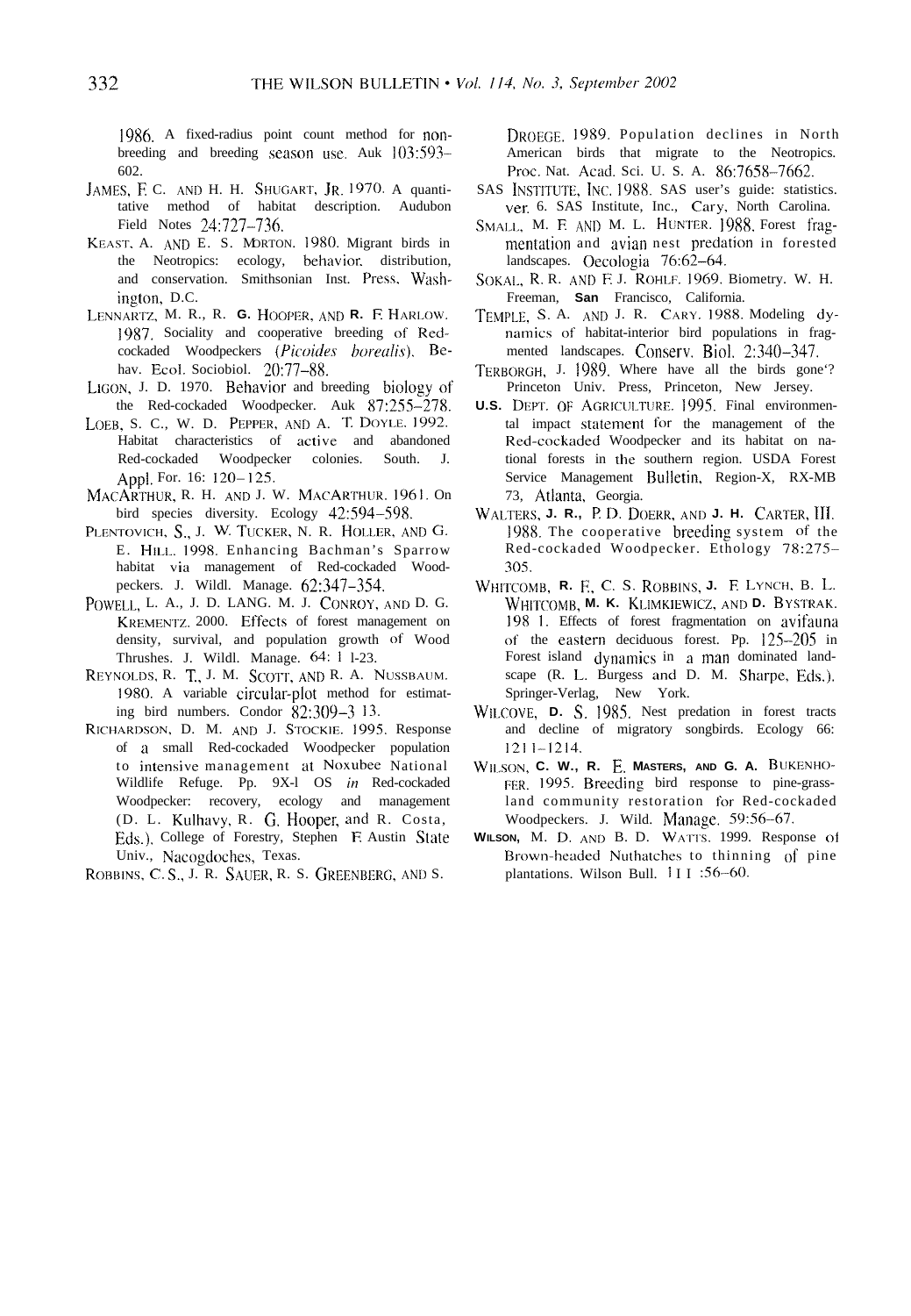1986. A fixed-radius point count method for nonbreeding and breeding season use. Auk 103:593–602.

JAMES, F. C. AND H. H. SHUGART, JR. 1970. A quantitative method of habitat description. Audubon Field Notes 24:727–736.

KEAST, A. AND E. S. MORTON. 1980. Migrant birds in the Neotropics: ecology, behavior, distribution, and conservation. Smithsonian Inst. Press, Washington, D.C.

LENNARTZ, M. R., R. G. HOOPER, AND R. F. HARLOW. 1987. Sociality and cooperative breeding of Red-cockaded Woodpeckers (*Picoides borealis*). Behav. Ecol. Sociobiol. 20:77–88.

LIGON, J. D. 1970. Behavior and breeding biology of the Red-cockaded Woodpecker. Auk 87:255–278.

LOEB, S. C., W. D. PEPPER, AND A. T. DOYLE. 1992. Habitat characteristics of active and abandoned Red-cockaded Woodpecker colonies. South. J. Appl. For. 16: 120–125.

MACARTHUR, R. H. AND J. W. MACARTHUR. 1961. On bird species diversity. Ecology 42:594–598.

PLENTOVICH, S., J. W. TUCKER, N. R. HOLLER, AND G. E. HILL. 1998. Enhancing Bachman's Sparrow habitat via management of Red-cockaded Woodpeckers. J. Wildl. Manage. 62:347–354.

POWELL, L. A., J. D. LANG. M. J. CONROY, AND D. G. KREMENTZ. 2000. Effects of forest management on density, survival, and population growth of Wood Thrushes. J. Wildl. Manage. 64: 1 l-23.

REYNOLDS, R. T., J. M. SCOTT, AND R. A. NUSSBAUM. 1980. A variable circular-plot method for estimating bird numbers. Condor 82:309–3 13.

RICHARDSON, D. M. AND J. STOCKIE. 1995. Response of a small Red-cockaded Woodpecker population to intensive management at Noxubee National Wildlife Refuge. Pp. 9X-l OS *in* Red-cockaded Woodpecker: recovery, ecology and management (D. L. Kulhavy, R. G. Hooper, and R. Costa, Eds.). College of Forestry, Stephen F. Austin State Univ., Nacogdoches, Texas.

ROBBINS, C. S., J. R. SAUER, R. S. GREENBERG, AND S. DROEGE. 1989. Population declines in North American birds that migrate to the Neotropics. Proc. Nat. Acad. Sci. U. S. A. 86:7658–7662.

SAS INSTITUTE, INC. 1988. SAS user's guide: statistics. ver. 6. SAS Institute, Inc., Cary, North Carolina.

SMALL, M. F. AND M. L. HUNTER. 1988. Forest fragmentation and avian nest predation in forested landscapes. Oecologia 76:62–64.

SOKAL, R. R. AND F. J. ROHLF. 1969. Biometry. W. H. Freeman, San Francisco, California.

TEMPLE, S. A. AND J. R. CARY. 1988. Modeling dynamics of habitat-interior bird populations in fragmented landscapes. Conserv. Biol. 2:340–347.

TERBORGH, J. 1989. Where have all the birds gone'? Princeton Univ. Press, Princeton, New Jersey.

U.S. DEPT. OF AGRICULTURE. 1995. Final environmental impact statement for the management of the Red-cockaded Woodpecker and its habitat on national forests in the southern region. USDA Forest Service Management Bulletin, Region-X, RX-MB 73, Atlanta, Georgia.

WALTERS, J. R., P. D. DOERR, AND J. H. CARTER, III. 1988. The cooperative breeding system of the Red-cockaded Woodpecker. Ethology 78:275–305.

WHITCOMB, R. F., C. S. ROBBINS, J. F. LYNCH, B. L. WHITCOMB, M. K. KLIMKIEWICZ, AND D. BYSTRAK. 198 1. Effects of forest fragmentation on avifauna of the eastern deciduous forest. Pp. 125–205 in Forest island dynamics in a man dominated landscape (R. L. Burgess and D. M. Sharpe, Eds.). Springer-Verlag, New York.

WILCOVE, D. S. 1985. Nest predation in forest tracts and decline of migratory songbirds. Ecology 66: 1211–1214.

WILSON, C. W., R. E. MASTERS, AND G. A. BUKENHOFER. 1995. Breeding bird response to pine-grassland community restoration for Red-cockaded Woodpeckers. J. Wild. Manage. 59:56–67.

WILSON, M. D. AND B. D. WATTS. 1999. Response of Brown-headed Nuthatches to thinning of pine plantations. Wilson Bull. 111 :56–60.